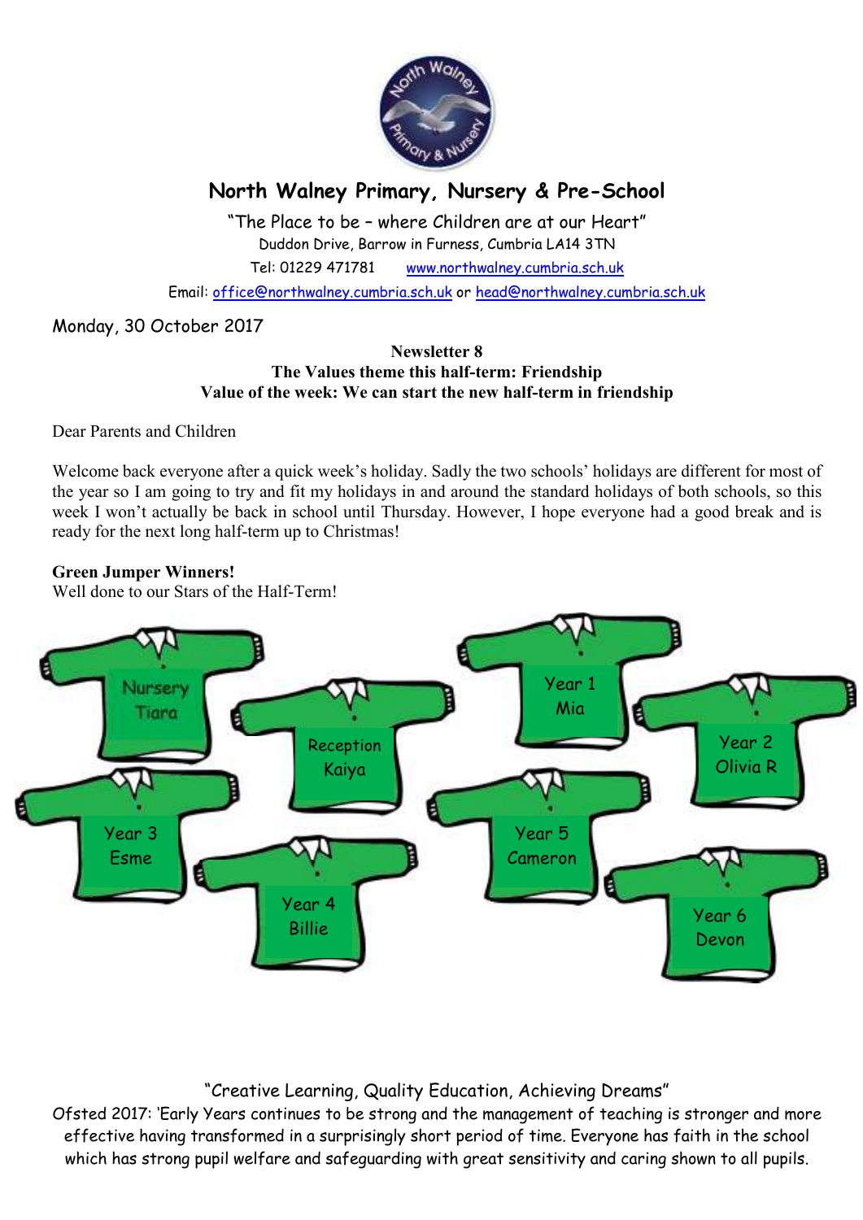# North Walney Primary, Nursery & Pre-School

"The Place to be – where Children are at our Heart"
Duddon Drive, Barrow in Furness, Cumbria LA14 3TN
Tel: 01229 471781 www.northwalney.cumbria.sch.uk
Email: office@northwalney.cumbria.sch.uk or head@northwalney.cumbria.sch.uk

Monday, 30 October 2017

**Newsletter 8**
**The Values theme this half-term: Friendship**
**Value of the week: We can start the new half-term in friendship**

Dear Parents and Children

Welcome back everyone after a quick week's holiday. Sadly the two schools' holidays are different for most of the year so I am going to try and fit my holidays in and around the standard holidays of both schools, so this week I won't actually be back in school until Thursday. However, I hope everyone had a good break and is ready for the next long half-term up to Christmas!

**Green Jumper Winners!**
Well done to our Stars of the Half-Term!

Nursery Tiara

Reception Kaiya

Year 1 Mia

Year 2 Olivia R

Year 3 Esme

Year 4 Billie

Year 5 Cameron

Year 6 Devon

"Creative Learning, Quality Education, Achieving Dreams"
Ofsted 2017: 'Early Years continues to be strong and the management of teaching is stronger and more effective having transformed in a surprisingly short period of time. Everyone has faith in the school which has strong pupil welfare and safeguarding with great sensitivity and caring shown to all pupils.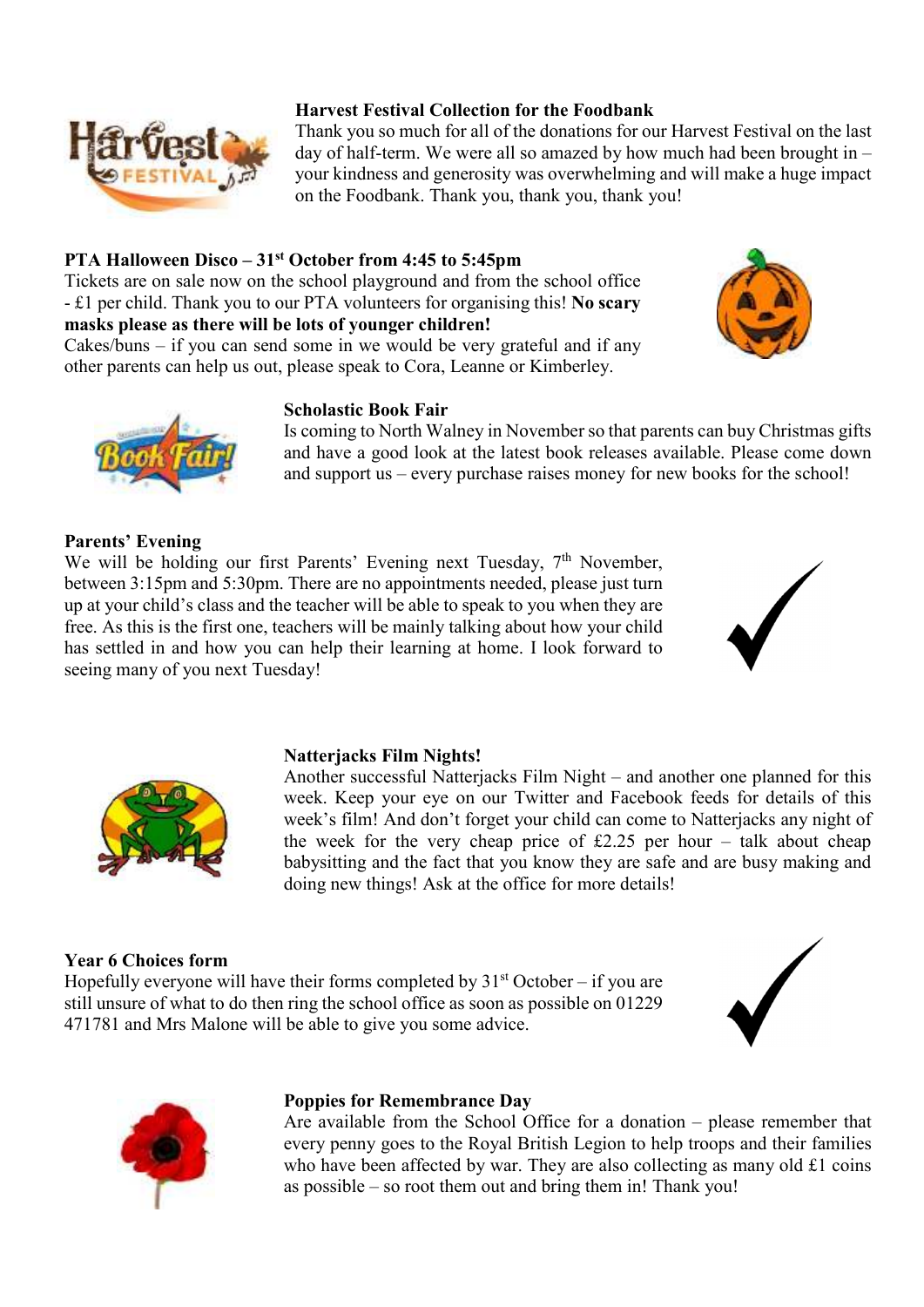### Harvest Festival Collection for the Foodbank

Thank you so much for all of the donations for our Harvest Festival on the last day of half-term. We were all so amazed by how much had been brought in – your kindness and generosity was overwhelming and will make a huge impact on the Foodbank. Thank you, thank you, thank you!

### PTA Halloween Disco – 31st October from 4:45 to 5:45pm

Tickets are on sale now on the school playground and from the school office - £1 per child. Thank you to our PTA volunteers for organising this! **No scary masks please as there will be lots of younger children!**

Cakes/buns – if you can send some in we would be very grateful and if any other parents can help us out, please speak to Cora, Leanne or Kimberley.

### Scholastic Book Fair

Is coming to North Walney in November so that parents can buy Christmas gifts and have a good look at the latest book releases available. Please come down and support us – every purchase raises money for new books for the school!

### Parents' Evening

We will be holding our first Parents' Evening next Tuesday, 7th November, between 3:15pm and 5:30pm. There are no appointments needed, please just turn up at your child's class and the teacher will be able to speak to you when they are free. As this is the first one, teachers will be mainly talking about how your child has settled in and how you can help their learning at home. I look forward to seeing many of you next Tuesday!

### Natterjacks Film Nights!

Another successful Natterjacks Film Night – and another one planned for this week. Keep your eye on our Twitter and Facebook feeds for details of this week's film! And don't forget your child can come to Natterjacks any night of the week for the very cheap price of £2.25 per hour – talk about cheap babysitting and the fact that you know they are safe and are busy making and doing new things! Ask at the office for more details!

### Year 6 Choices form

Hopefully everyone will have their forms completed by 31st October – if you are still unsure of what to do then ring the school office as soon as possible on 01229 471781 and Mrs Malone will be able to give you some advice.

### Poppies for Remembrance Day

Are available from the School Office for a donation – please remember that every penny goes to the Royal British Legion to help troops and their families who have been affected by war. They are also collecting as many old £1 coins as possible – so root them out and bring them in! Thank you!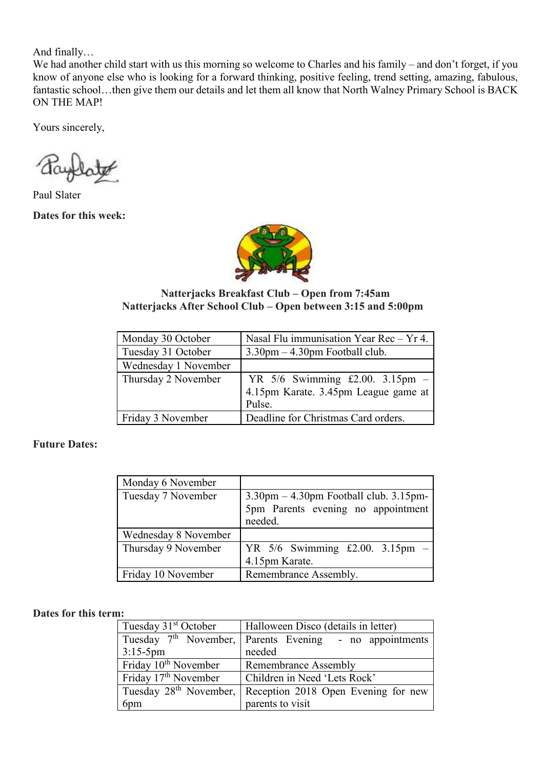And finally…
We had another child start with us this morning so welcome to Charles and his family – and don't forget, if you know of anyone else who is looking for a forward thinking, positive feeling, trend setting, amazing, fabulous, fantastic school…then give them our details and let them all know that North Walney Primary School is BACK ON THE MAP!

Yours sincerely,

Paul Slater

**Dates for this week:**

**Natterjacks Breakfast Club – Open from 7:45am**
**Natterjacks After School Club – Open between 3:15 and 5:00pm**

| | |
|---|---|
| Monday 30 October | Nasal Flu immunisation Year Rec – Yr 4. |
| Tuesday 31 October | 3.30pm – 4.30pm Football club. |
| Wednesday 1 November | |
| Thursday 2 November | YR 5/6 Swimming £2.00. 3.15pm – 4.15pm Karate. 3.45pm League game at Pulse. |
| Friday 3 November | Deadline for Christmas Card orders. |

**Future Dates:**

| | |
|---|---|
| Monday 6 November | |
| Tuesday 7 November | 3.30pm – 4.30pm Football club. 3.15pm-5pm Parents evening no appointment needed. |
| Wednesday 8 November | |
| Thursday 9 November | YR 5/6 Swimming £2.00. 3.15pm – 4.15pm Karate. |
| Friday 10 November | Remembrance Assembly. |

**Dates for this term:**

| | |
|---|---|
| Tuesday 31st October | Halloween Disco (details in letter) |
| Tuesday 7th November, 3:15-5pm | Parents Evening - no appointments needed |
| Friday 10th November | Remembrance Assembly |
| Friday 17th November | Children in Need 'Lets Rock' |
| Tuesday 28th November, 6pm | Reception 2018 Open Evening for new parents to visit |